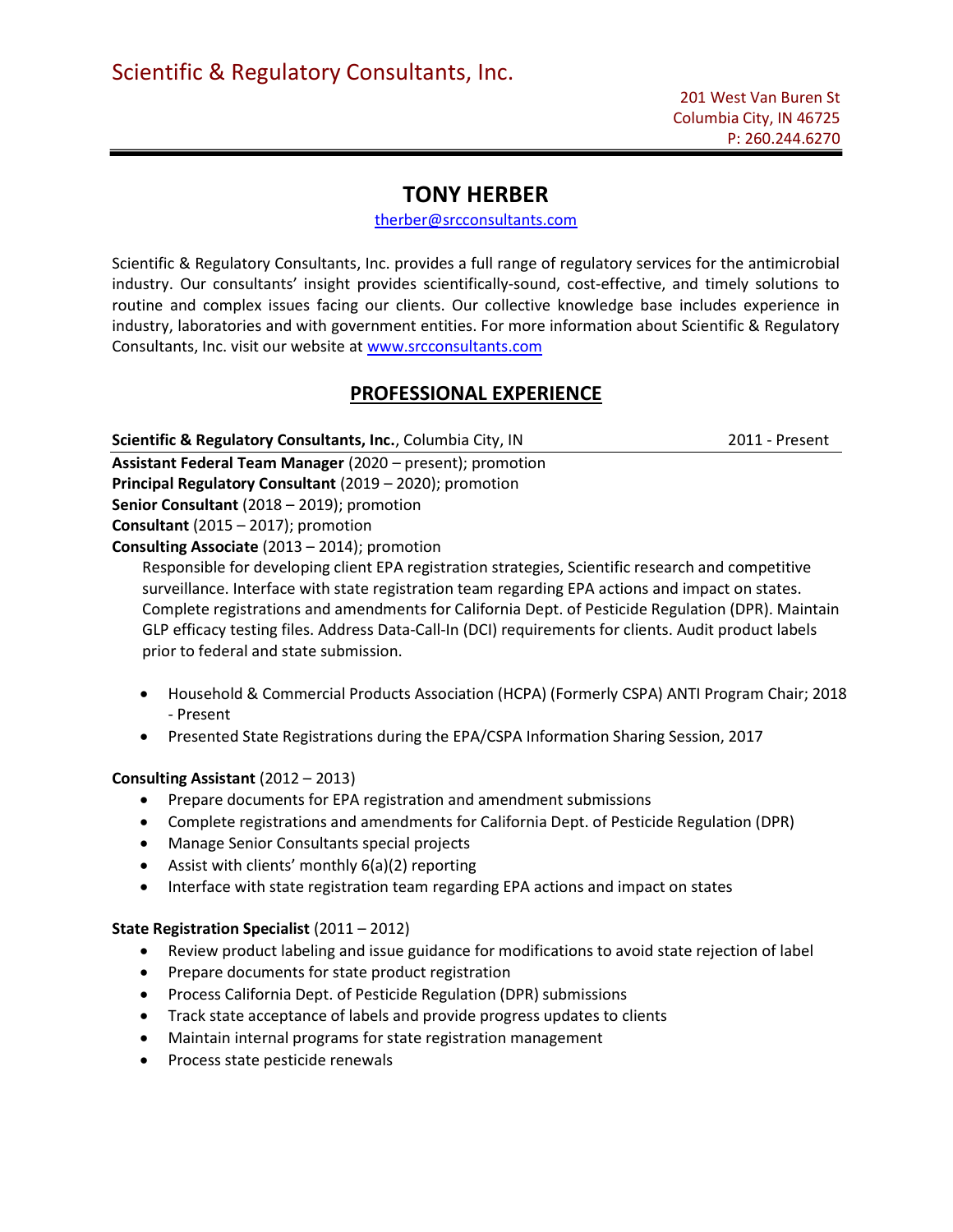Scientific & Regulatory Consultants, Inc.

201 West Van Buren St
Columbia City, IN 46725
P: 260.244.6270

# TONY HERBER

therber@srcconsultants.com

Scientific & Regulatory Consultants, Inc. provides a full range of regulatory services for the antimicrobial industry. Our consultants' insight provides scientifically-sound, cost-effective, and timely solutions to routine and complex issues facing our clients. Our collective knowledge base includes experience in industry, laboratories and with government entities. For more information about Scientific & Regulatory Consultants, Inc. visit our website at www.srcconsultants.com

## PROFESSIONAL EXPERIENCE

**Scientific & Regulatory Consultants, Inc.**, Columbia City, IN — 2011 - Present

**Assistant Federal Team Manager** (2020 – present); promotion
**Principal Regulatory Consultant** (2019 – 2020); promotion
**Senior Consultant** (2018 – 2019); promotion
**Consultant** (2015 – 2017); promotion
**Consulting Associate** (2013 – 2014); promotion

Responsible for developing client EPA registration strategies, Scientific research and competitive surveillance. Interface with state registration team regarding EPA actions and impact on states. Complete registrations and amendments for California Dept. of Pesticide Regulation (DPR). Maintain GLP efficacy testing files. Address Data-Call-In (DCI) requirements for clients. Audit product labels prior to federal and state submission.

- Household & Commercial Products Association (HCPA) (Formerly CSPA) ANTI Program Chair; 2018 - Present
- Presented State Registrations during the EPA/CSPA Information Sharing Session, 2017

**Consulting Assistant** (2012 – 2013)

- Prepare documents for EPA registration and amendment submissions
- Complete registrations and amendments for California Dept. of Pesticide Regulation (DPR)
- Manage Senior Consultants special projects
- Assist with clients' monthly 6(a)(2) reporting
- Interface with state registration team regarding EPA actions and impact on states

**State Registration Specialist** (2011 – 2012)

- Review product labeling and issue guidance for modifications to avoid state rejection of label
- Prepare documents for state product registration
- Process California Dept. of Pesticide Regulation (DPR) submissions
- Track state acceptance of labels and provide progress updates to clients
- Maintain internal programs for state registration management
- Process state pesticide renewals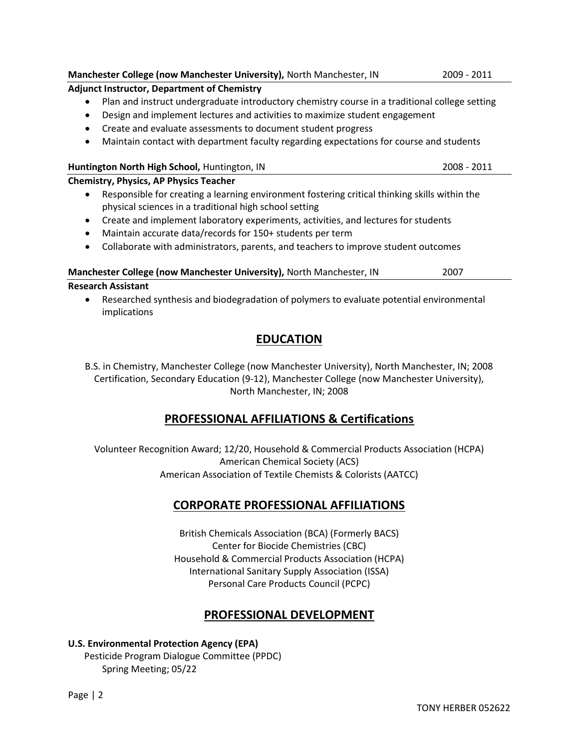**Manchester College (now Manchester University),** North Manchester, IN 2009 - 2011

**Adjunct Instructor, Department of Chemistry**

- Plan and instruct undergraduate introductory chemistry course in a traditional college setting
- Design and implement lectures and activities to maximize student engagement
- Create and evaluate assessments to document student progress
- Maintain contact with department faculty regarding expectations for course and students

**Huntington North High School,** Huntington, IN 2008 - 2011

**Chemistry, Physics, AP Physics Teacher**

- Responsible for creating a learning environment fostering critical thinking skills within the physical sciences in a traditional high school setting
- Create and implement laboratory experiments, activities, and lectures for students
- Maintain accurate data/records for 150+ students per term
- Collaborate with administrators, parents, and teachers to improve student outcomes

**Manchester College (now Manchester University),** North Manchester, IN 2007

**Research Assistant**

- Researched synthesis and biodegradation of polymers to evaluate potential environmental implications

## EDUCATION

B.S. in Chemistry, Manchester College (now Manchester University), North Manchester, IN; 2008
Certification, Secondary Education (9-12), Manchester College (now Manchester University), North Manchester, IN; 2008

## PROFESSIONAL AFFILIATIONS & Certifications

Volunteer Recognition Award; 12/20, Household & Commercial Products Association (HCPA)
American Chemical Society (ACS)
American Association of Textile Chemists & Colorists (AATCC)

## CORPORATE PROFESSIONAL AFFILIATIONS

British Chemicals Association (BCA) (Formerly BACS)
Center for Biocide Chemistries (CBC)
Household & Commercial Products Association (HCPA)
International Sanitary Supply Association (ISSA)
Personal Care Products Council (PCPC)

## PROFESSIONAL DEVELOPMENT

**U.S. Environmental Protection Agency (EPA)**
Pesticide Program Dialogue Committee (PPDC)
Spring Meeting; 05/22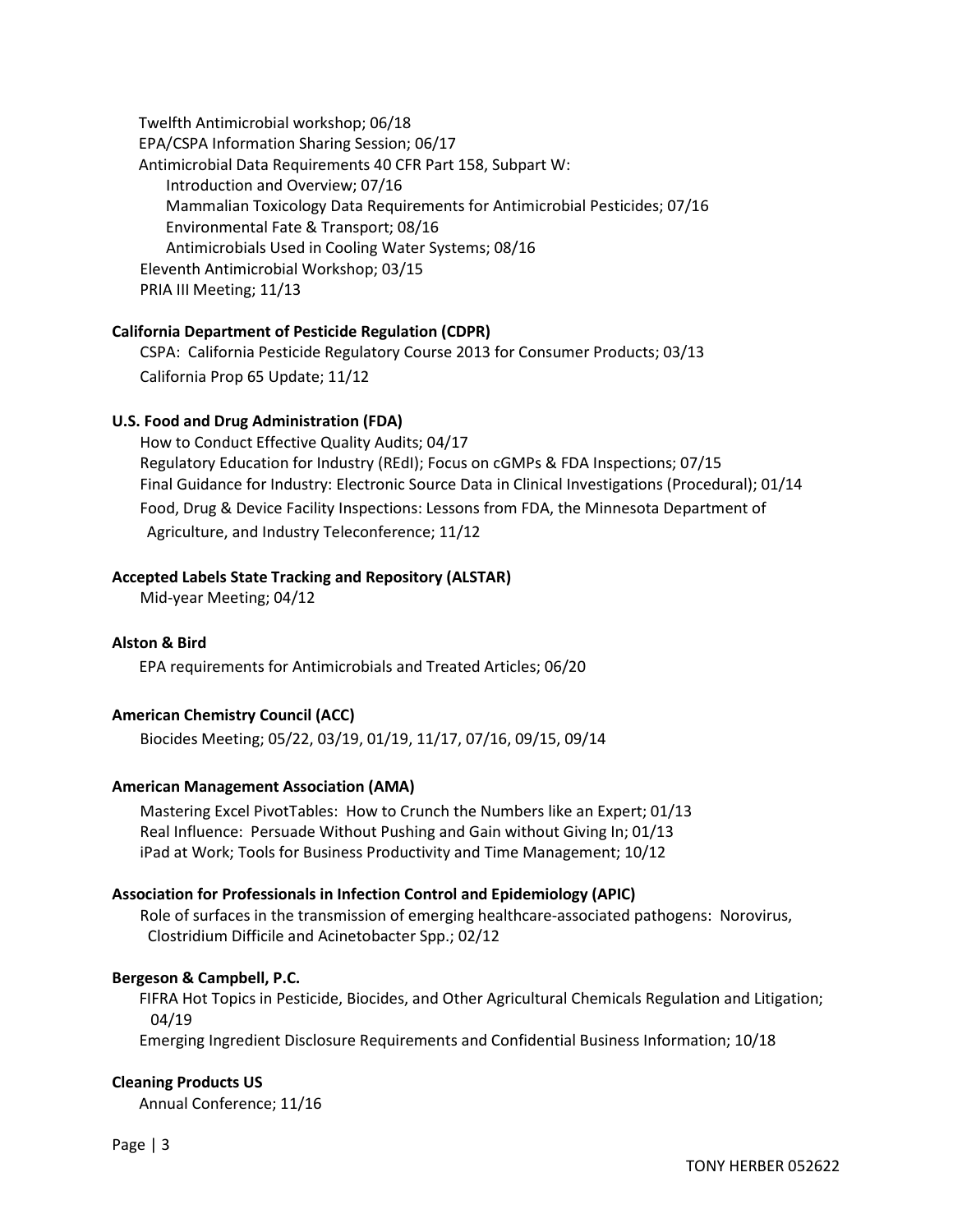Twelfth Antimicrobial workshop; 06/18
EPA/CSPA Information Sharing Session; 06/17
Antimicrobial Data Requirements 40 CFR Part 158, Subpart W:
- Introduction and Overview; 07/16
- Mammalian Toxicology Data Requirements for Antimicrobial Pesticides; 07/16
- Environmental Fate & Transport; 08/16
- Antimicrobials Used in Cooling Water Systems; 08/16

Eleventh Antimicrobial Workshop; 03/15
PRIA III Meeting; 11/13

**California Department of Pesticide Regulation (CDPR)**

CSPA: California Pesticide Regulatory Course 2013 for Consumer Products; 03/13
California Prop 65 Update; 11/12

**U.S. Food and Drug Administration (FDA)**

How to Conduct Effective Quality Audits; 04/17
Regulatory Education for Industry (REdI); Focus on cGMPs & FDA Inspections; 07/15
Final Guidance for Industry: Electronic Source Data in Clinical Investigations (Procedural); 01/14
Food, Drug & Device Facility Inspections: Lessons from FDA, the Minnesota Department of Agriculture, and Industry Teleconference; 11/12

**Accepted Labels State Tracking and Repository (ALSTAR)**

Mid-year Meeting; 04/12

**Alston & Bird**

EPA requirements for Antimicrobials and Treated Articles; 06/20

**American Chemistry Council (ACC)**

Biocides Meeting; 05/22, 03/19, 01/19, 11/17, 07/16, 09/15, 09/14

**American Management Association (AMA)**

Mastering Excel PivotTables: How to Crunch the Numbers like an Expert; 01/13
Real Influence: Persuade Without Pushing and Gain without Giving In; 01/13
iPad at Work; Tools for Business Productivity and Time Management; 10/12

**Association for Professionals in Infection Control and Epidemiology (APIC)**

Role of surfaces in the transmission of emerging healthcare-associated pathogens: Norovirus, Clostridium Difficile and Acinetobacter Spp.; 02/12

**Bergeson & Campbell, P.C.**

FIFRA Hot Topics in Pesticide, Biocides, and Other Agricultural Chemicals Regulation and Litigation; 04/19
Emerging Ingredient Disclosure Requirements and Confidential Business Information; 10/18

**Cleaning Products US**

Annual Conference; 11/16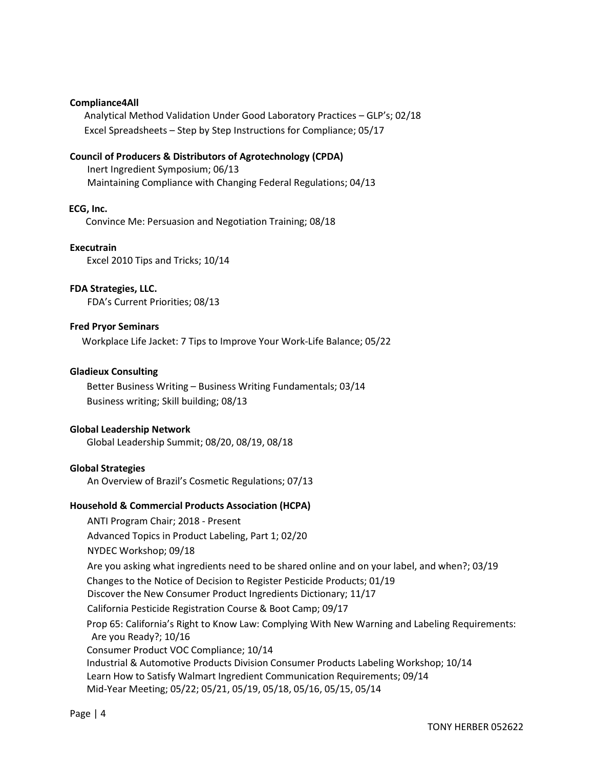**Compliance4All**

Analytical Method Validation Under Good Laboratory Practices – GLP's; 02/18
Excel Spreadsheets – Step by Step Instructions for Compliance; 05/17

**Council of Producers & Distributors of Agrotechnology (CPDA)**

Inert Ingredient Symposium; 06/13
Maintaining Compliance with Changing Federal Regulations; 04/13

**ECG, Inc.**

Convince Me: Persuasion and Negotiation Training; 08/18

**Executrain**

Excel 2010 Tips and Tricks; 10/14

**FDA Strategies, LLC.**

FDA's Current Priorities; 08/13

**Fred Pryor Seminars**

Workplace Life Jacket: 7 Tips to Improve Your Work-Life Balance; 05/22

**Gladieux Consulting**

Better Business Writing – Business Writing Fundamentals; 03/14
Business writing; Skill building; 08/13

**Global Leadership Network**

Global Leadership Summit; 08/20, 08/19, 08/18

**Global Strategies**

An Overview of Brazil's Cosmetic Regulations; 07/13

**Household & Commercial Products Association (HCPA)**

ANTI Program Chair; 2018 - Present
Advanced Topics in Product Labeling, Part 1; 02/20
NYDEC Workshop; 09/18
Are you asking what ingredients need to be shared online and on your label, and when?; 03/19
Changes to the Notice of Decision to Register Pesticide Products; 01/19
Discover the New Consumer Product Ingredients Dictionary; 11/17
California Pesticide Registration Course & Boot Camp; 09/17
Prop 65: California's Right to Know Law: Complying With New Warning and Labeling Requirements: Are you Ready?; 10/16
Consumer Product VOC Compliance; 10/14
Industrial & Automotive Products Division Consumer Products Labeling Workshop; 10/14
Learn How to Satisfy Walmart Ingredient Communication Requirements; 09/14
Mid-Year Meeting; 05/22; 05/21, 05/19, 05/18, 05/16, 05/15, 05/14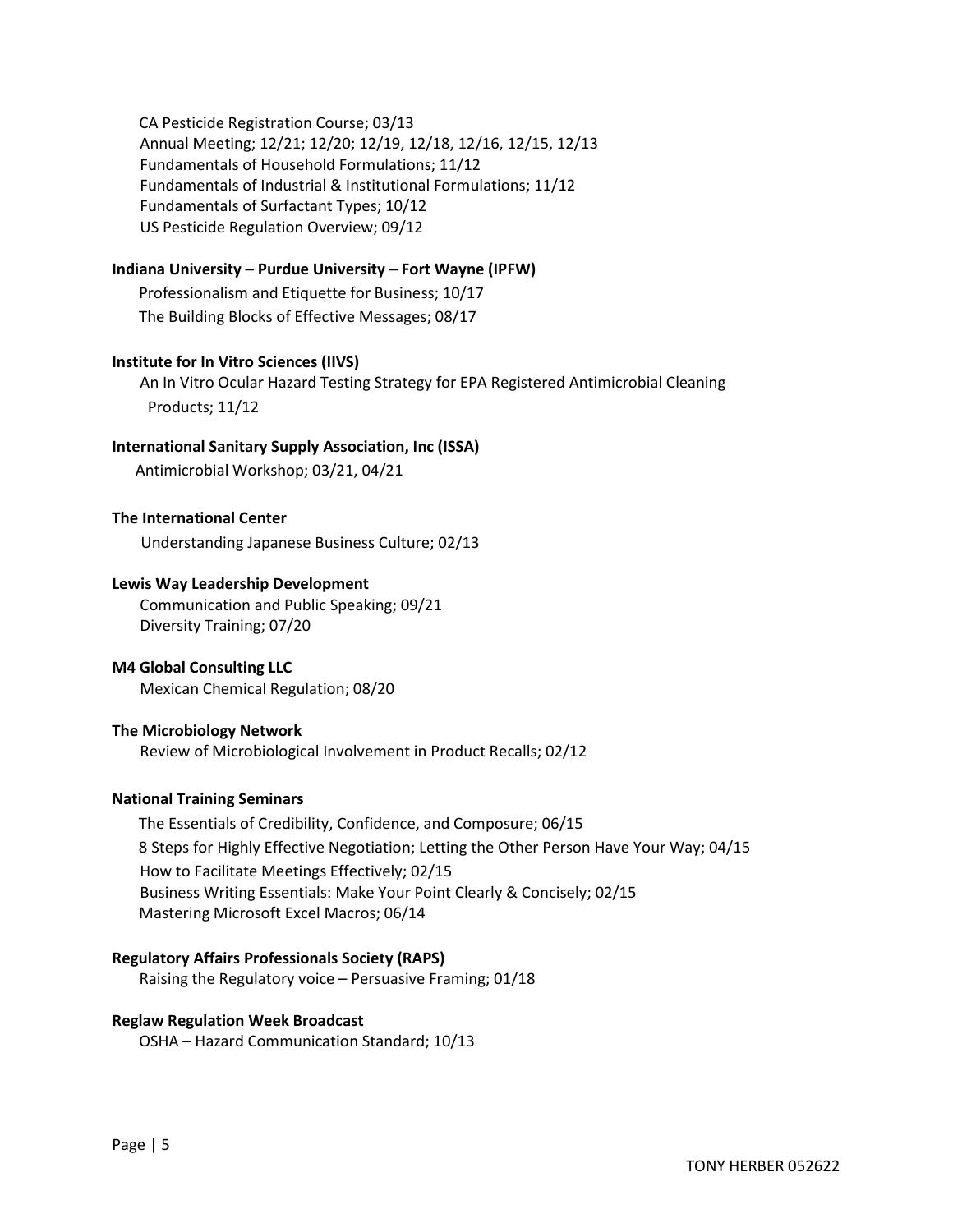CA Pesticide Registration Course; 03/13
Annual Meeting; 12/21; 12/20; 12/19, 12/18, 12/16, 12/15, 12/13
Fundamentals of Household Formulations; 11/12
Fundamentals of Industrial & Institutional Formulations; 11/12
Fundamentals of Surfactant Types; 10/12
US Pesticide Regulation Overview; 09/12

**Indiana University – Purdue University – Fort Wayne (IPFW)**

Professionalism and Etiquette for Business; 10/17
The Building Blocks of Effective Messages; 08/17

**Institute for In Vitro Sciences (IIVS)**

An In Vitro Ocular Hazard Testing Strategy for EPA Registered Antimicrobial Cleaning Products; 11/12

**International Sanitary Supply Association, Inc (ISSA)**

Antimicrobial Workshop; 03/21, 04/21

**The International Center**

Understanding Japanese Business Culture; 02/13

**Lewis Way Leadership Development**

Communication and Public Speaking; 09/21
Diversity Training; 07/20

**M4 Global Consulting LLC**

Mexican Chemical Regulation; 08/20

**The Microbiology Network**

Review of Microbiological Involvement in Product Recalls; 02/12

**National Training Seminars**

The Essentials of Credibility, Confidence, and Composure; 06/15
8 Steps for Highly Effective Negotiation; Letting the Other Person Have Your Way; 04/15
How to Facilitate Meetings Effectively; 02/15
Business Writing Essentials: Make Your Point Clearly & Concisely; 02/15
Mastering Microsoft Excel Macros; 06/14

**Regulatory Affairs Professionals Society (RAPS)**

Raising the Regulatory voice – Persuasive Framing; 01/18

**Reglaw Regulation Week Broadcast**

OSHA – Hazard Communication Standard; 10/13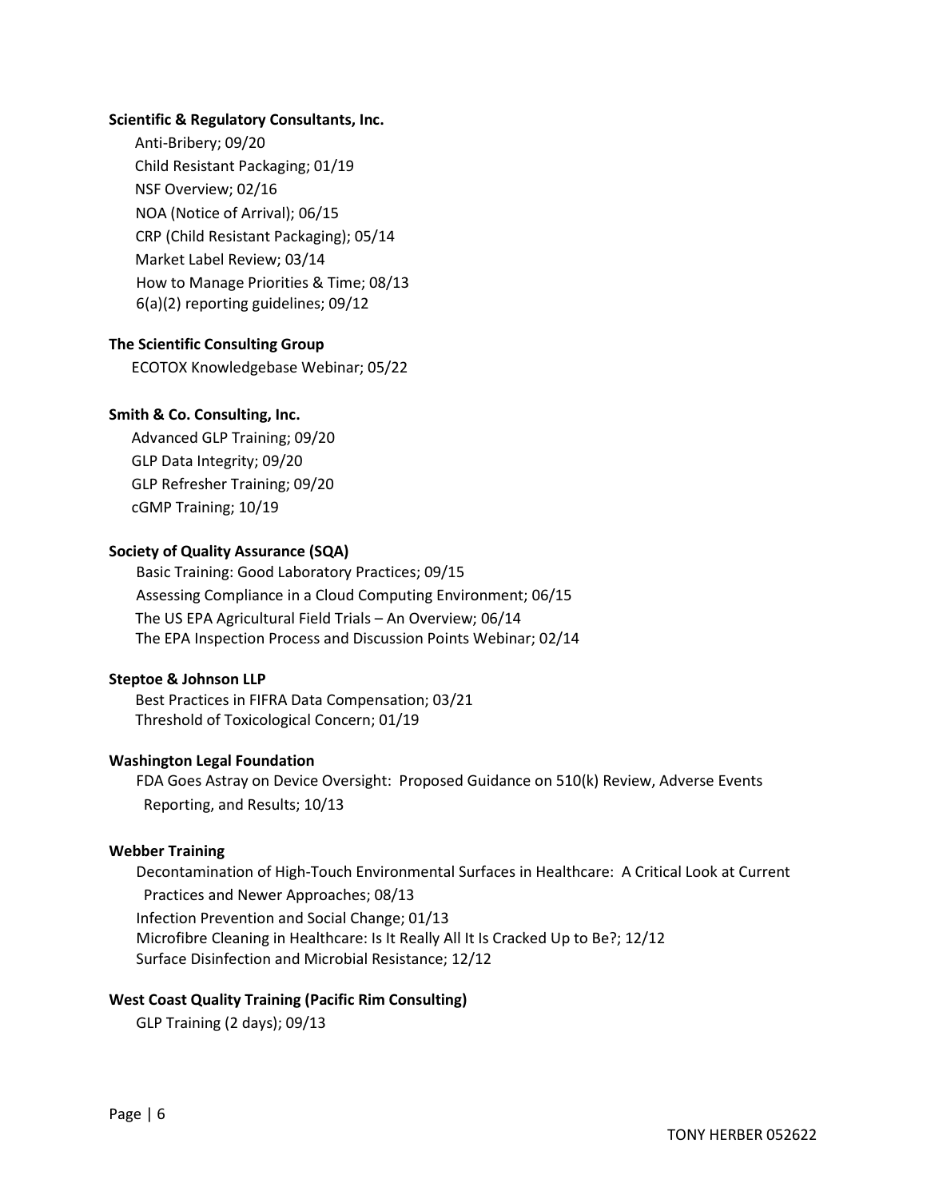**Scientific & Regulatory Consultants, Inc.**

Anti-Bribery; 09/20
Child Resistant Packaging; 01/19
NSF Overview; 02/16
NOA (Notice of Arrival); 06/15
CRP (Child Resistant Packaging); 05/14
Market Label Review; 03/14
How to Manage Priorities & Time; 08/13
6(a)(2) reporting guidelines; 09/12

**The Scientific Consulting Group**

ECOTOX Knowledgebase Webinar; 05/22

**Smith & Co. Consulting, Inc.**

Advanced GLP Training; 09/20
GLP Data Integrity; 09/20
GLP Refresher Training; 09/20
cGMP Training; 10/19

**Society of Quality Assurance (SQA)**

Basic Training: Good Laboratory Practices; 09/15
Assessing Compliance in a Cloud Computing Environment; 06/15
The US EPA Agricultural Field Trials – An Overview; 06/14
The EPA Inspection Process and Discussion Points Webinar; 02/14

**Steptoe & Johnson LLP**

Best Practices in FIFRA Data Compensation; 03/21
Threshold of Toxicological Concern; 01/19

**Washington Legal Foundation**

FDA Goes Astray on Device Oversight: Proposed Guidance on 510(k) Review, Adverse Events Reporting, and Results; 10/13

**Webber Training**

Decontamination of High-Touch Environmental Surfaces in Healthcare: A Critical Look at Current Practices and Newer Approaches; 08/13
Infection Prevention and Social Change; 01/13
Microfibre Cleaning in Healthcare: Is It Really All It Is Cracked Up to Be?; 12/12
Surface Disinfection and Microbial Resistance; 12/12

**West Coast Quality Training (Pacific Rim Consulting)**

GLP Training (2 days); 09/13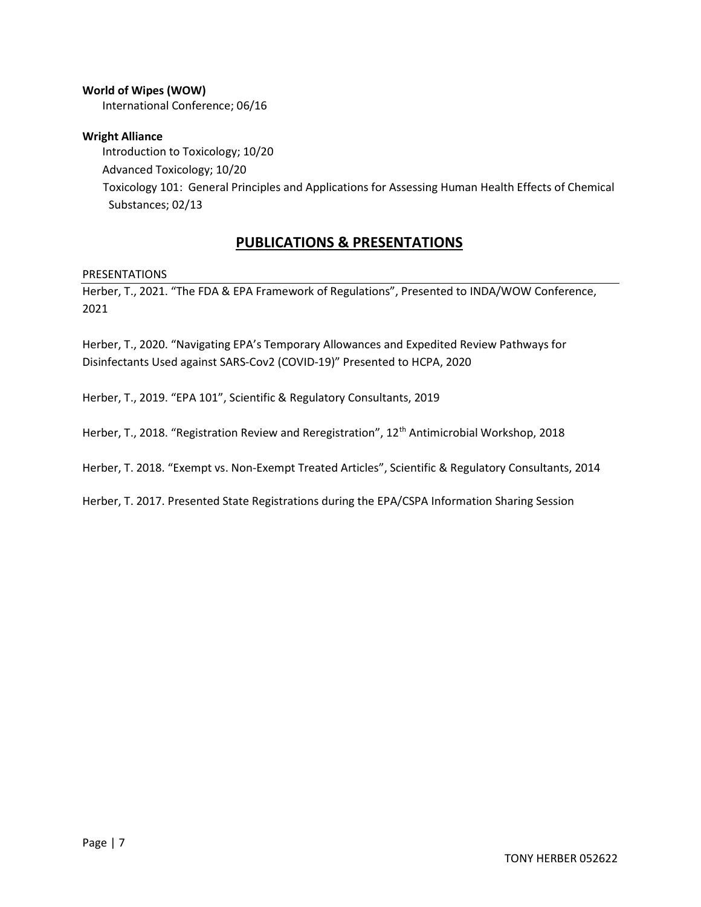**World of Wipes (WOW)**

International Conference; 06/16

**Wright Alliance**

Introduction to Toxicology; 10/20

Advanced Toxicology; 10/20

Toxicology 101: General Principles and Applications for Assessing Human Health Effects of Chemical Substances; 02/13

## PUBLICATIONS & PRESENTATIONS

PRESENTATIONS

Herber, T., 2021. “The FDA & EPA Framework of Regulations”, Presented to INDA/WOW Conference, 2021

Herber, T., 2020. “Navigating EPA’s Temporary Allowances and Expedited Review Pathways for Disinfectants Used against SARS-Cov2 (COVID-19)” Presented to HCPA, 2020

Herber, T., 2019. “EPA 101”, Scientific & Regulatory Consultants, 2019

Herber, T., 2018. “Registration Review and Reregistration”, 12th Antimicrobial Workshop, 2018

Herber, T. 2018. “Exempt vs. Non-Exempt Treated Articles”, Scientific & Regulatory Consultants, 2014

Herber, T. 2017. Presented State Registrations during the EPA/CSPA Information Sharing Session